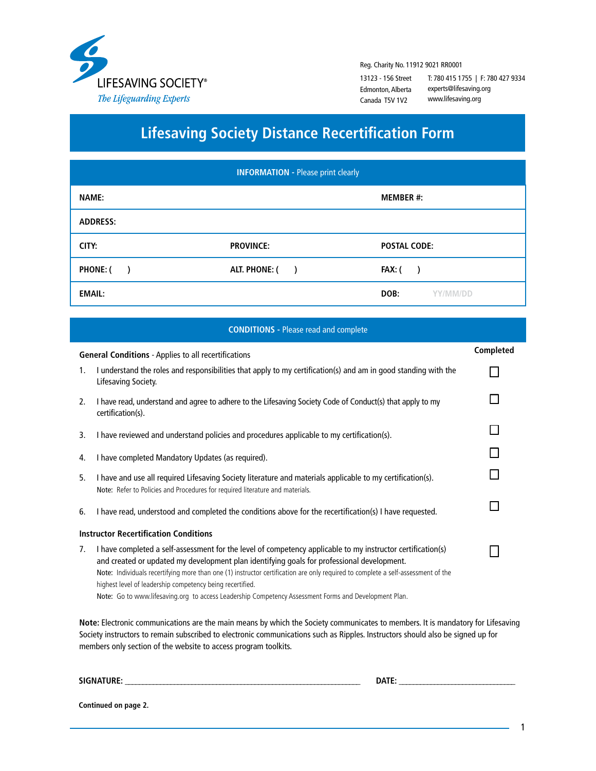LIFESAVING SOCIETY®
*The Lifeguarding Experts*

Reg. Charity No. 11912 9021 RR0001

13123 - 156 Street
Edmonton, Alberta
Canada T5V 1V2

T: 780 415 1755 | F: 780 427 9334
experts@lifesaving.org
www.lifesaving.org

# Lifesaving Society Distance Recertification Form

## INFORMATION - Please print clearly

| | | |
|---|---|---|
| **NAME:** | | **MEMBER #:** |
| **ADDRESS:** | | |
| **CITY:** | **PROVINCE:** | **POSTAL CODE:** |
| **PHONE: (    )** | **ALT. PHONE: (    )** | **FAX: (    )** |
| **EMAIL:** | | **DOB:** YY/MM/DD |

## CONDITIONS - Please read and complete

| | Completed |
|---|---|
| **General Conditions** - Applies to all recertifications | |
| 1. I understand the roles and responsibilities that apply to my certification(s) and am in good standing with the Lifesaving Society. | ☐ |
| 2. I have read, understand and agree to adhere to the Lifesaving Society Code of Conduct(s) that apply to my certification(s). | ☐ |
| 3. I have reviewed and understand policies and procedures applicable to my certification(s). | ☐ |
| 4. I have completed Mandatory Updates (as required). | ☐ |
| 5. I have and use all required Lifesaving Society literature and materials applicable to my certification(s). Note: Refer to Policies and Procedures for required literature and materials. | ☐ |
| 6. I have read, understood and completed the conditions above for the recertification(s) I have requested. | ☐ |
| **Instructor Recertification Conditions** | |
| 7. I have completed a self-assessment for the level of competency applicable to my instructor certification(s) and created or updated my development plan identifying goals for professional development. Note: Individuals recertifying more than one (1) instructor certification are only required to complete a self-assessment of the highest level of leadership competency being recertified. Note: Go to www.lifesaving.org to access Leadership Competency Assessment Forms and Development Plan. | ☐ |

**Note:** Electronic communications are the main means by which the Society communicates to members. It is mandatory for Lifesaving Society instructors to remain subscribed to electronic communications such as Ripples. Instructors should also be signed up for members only section of the website to access program toolkits.

**SIGNATURE:** ______________________________ **DATE:** ______________

**Continued on page 2.**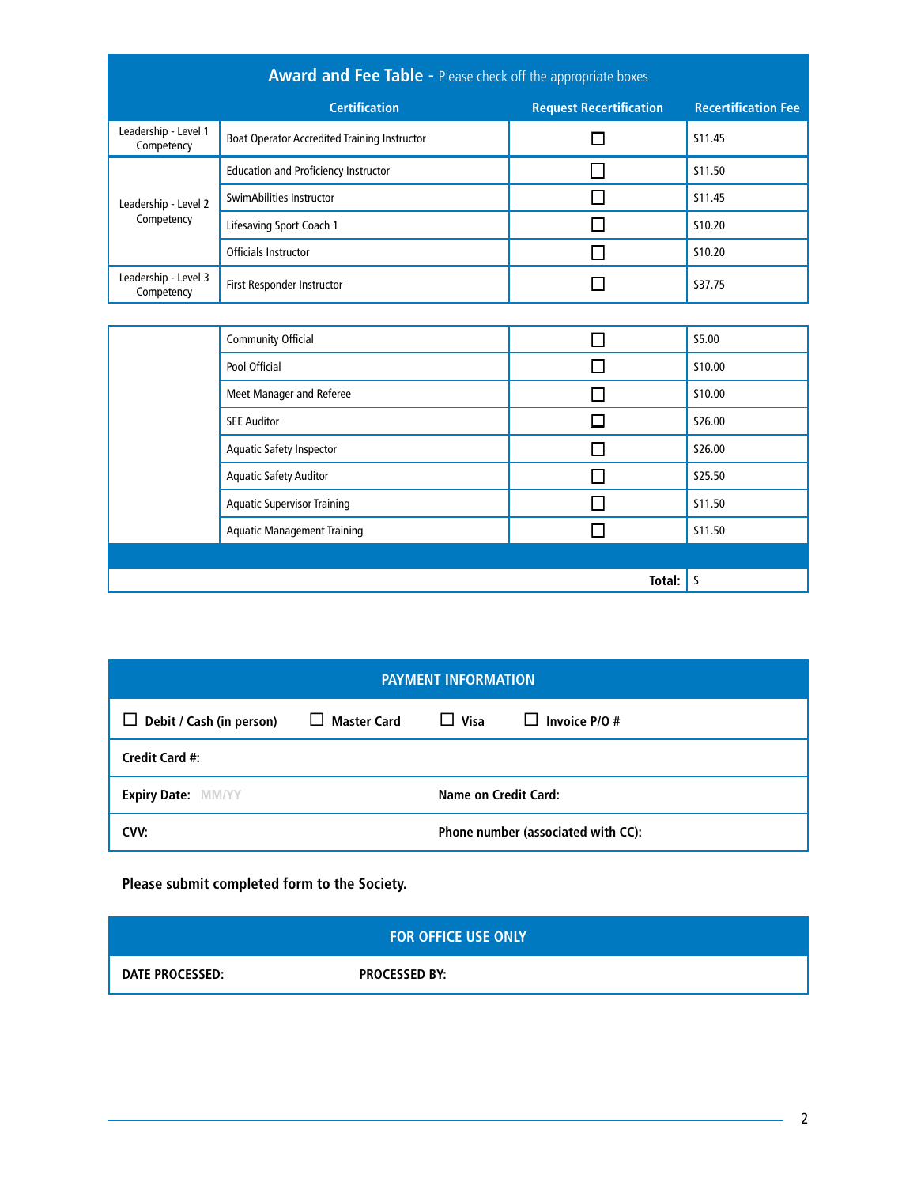## Award and Fee Table - Please check off the appropriate boxes

| | Certification | Request Recertification | Recertification Fee |
|---|---|---|---|
| Leadership - Level 1 Competency | Boat Operator Accredited Training Instructor | ☐ | $11.45 |
| Leadership - Level 2 Competency | Education and Proficiency Instructor | ☐ | $11.50 |
| | SwimAbilities Instructor | ☐ | $11.45 |
| | Lifesaving Sport Coach 1 | ☐ | $10.20 |
| | Officials Instructor | ☐ | $10.20 |
| Leadership - Level 3 Competency | First Responder Instructor | ☐ | $37.75 |
| | Community Official | ☐ | $5.00 |
| | Pool Official | ☐ | $10.00 |
| | Meet Manager and Referee | ☐ | $10.00 |
| | SEE Auditor | ☐ | $26.00 |
| | Aquatic Safety Inspector | ☐ | $26.00 |
| | Aquatic Safety Auditor | ☐ | $25.50 |
| | Aquatic Supervisor Training | ☐ | $11.50 |
| | Aquatic Management Training | ☐ | $11.50 |
| | | **Total:** | $ |

## PAYMENT INFORMATION

☐ **Debit / Cash (in person)** ☐ **Master Card** ☐ **Visa** ☐ **Invoice P/O #**

**Credit Card #:**

**Expiry Date:** MM/YY **Name on Credit Card:**

**CVV:** **Phone number (associated with CC):**

**Please submit completed form to the Society.**

## FOR OFFICE USE ONLY

**DATE PROCESSED:** **PROCESSED BY:**